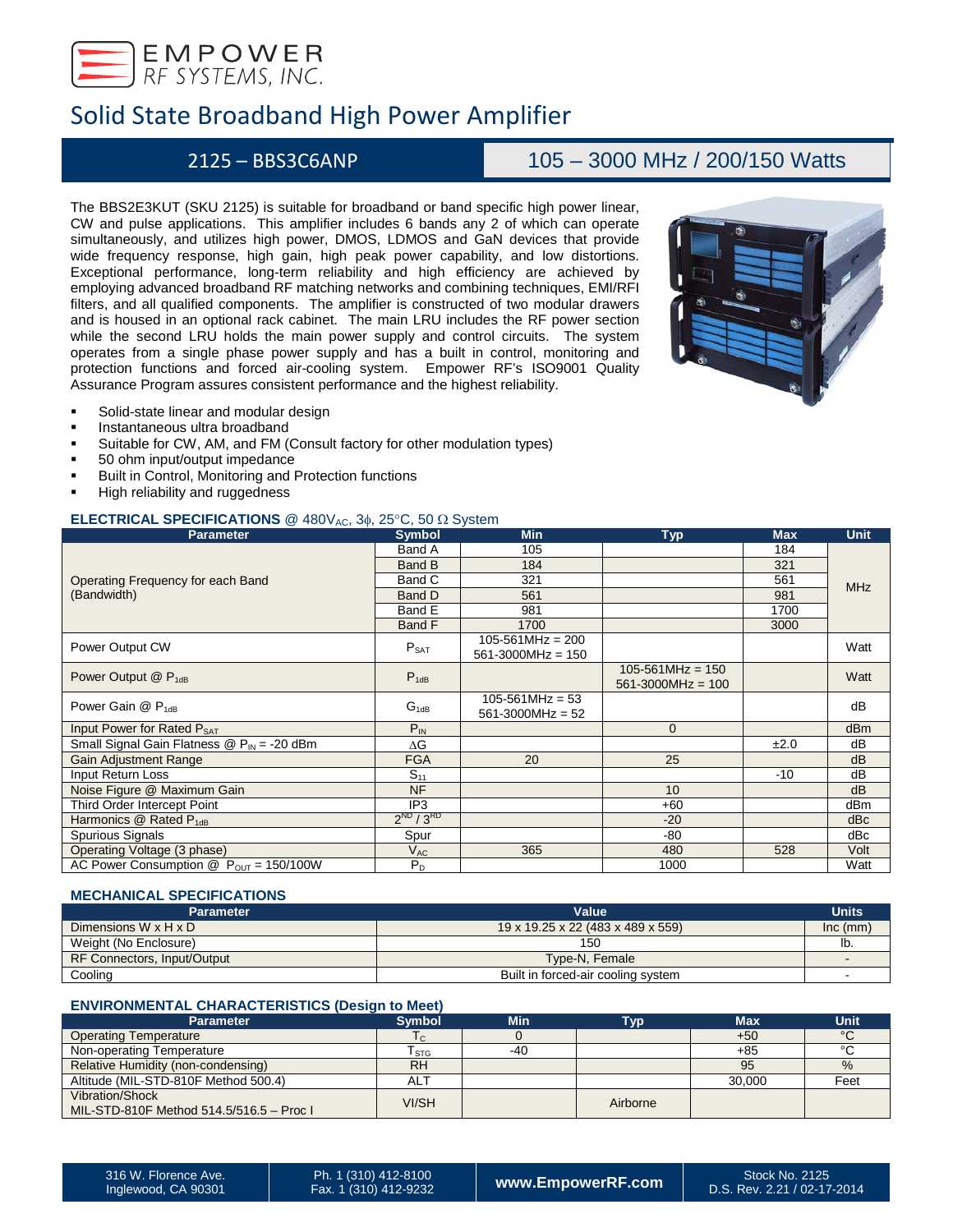# Solid State Broadband High Power Amplifier

## 2125 – BBS3C6ANP | 105 – 3000 MHz / 200/150 Watts

The BBS2E3KUT (SKU 2125) is suitable for broadband or band specific high power linear, CW and pulse applications. This amplifier includes 6 bands any 2 of which can operate simultaneously, and utilizes high power, DMOS, LDMOS and GaN devices that provide wide frequency response, high gain, high peak power capability, and low distortions. Exceptional performance, long-term reliability and high efficiency are achieved by employing advanced broadband RF matching networks and combining techniques, EMI/RFI filters, and all qualified components. The amplifier is constructed of two modular drawers and is housed in an optional rack cabinet. The main LRU includes the RF power section while the second LRU holds the main power supply and control circuits. The system operates from a single phase power supply and has a built in control, monitoring and protection functions and forced air-cooling system. Empower RF's ISO9001 Quality Assurance Program assures consistent performance and the highest reliability.

- Solid-state linear and modular design
- Instantaneous ultra broadband
- Suitable for CW, AM, and FM (Consult factory for other modulation types)
- 50 ohm input/output impedance
- Built in Control, Monitoring and Protection functions
- High reliability and ruggedness

### ELECTRICAL SPECIFICATIONS @ 480V$_{AC}$, 3$\phi$, 25°C, 50 Ω System

| Parameter | Symbol | Min | Typ | Max | Unit |
|---|---|---|---|---|---|
| Operating Frequency for each Band (Bandwidth) | Band A | 105 | | 184 | MHz |
| | Band B | 184 | | 321 | |
| | Band C | 321 | | 561 | |
| | Band D | 561 | | 981 | |
| | Band E | 981 | | 1700 | |
| | Band F | 1700 | | 3000 | |
| Power Output CW | $P_{SAT}$ | 105-561MHz = 200<br>561-3000MHz = 150 | | | Watt |
| Power Output @ $P_{1dB}$ | $P_{1dB}$ | | 105-561MHz = 150<br>561-3000MHz = 100 | | Watt |
| Power Gain @ $P_{1dB}$ | $G_{1dB}$ | 105-561MHz = 53<br>561-3000MHz = 52 | | | dB |
| Input Power for Rated $P_{SAT}$ | $P_{IN}$ | | 0 | | dBm |
| Small Signal Gain Flatness @ $P_{IN}$ = -20 dBm | $\Delta G$ | | | ±2.0 | dB |
| Gain Adjustment Range | FGA | 20 | 25 | | dB |
| Input Return Loss | $S_{11}$ | | | -10 | dB |
| Noise Figure @ Maximum Gain | NF | | 10 | | dB |
| Third Order Intercept Point | IP3 | | +60 | | dBm |
| Harmonics @ Rated $P_{1dB}$ | $2^{ND}$ / $3^{RD}$ | | -20 | | dBc |
| Spurious Signals | Spur | | -80 | | dBc |
| Operating Voltage (3 phase) | $V_{AC}$ | 365 | 480 | 528 | Volt |
| AC Power Consumption @ $P_{OUT}$ = 150/100W | $P_D$ | | 1000 | | Watt |

### MECHANICAL SPECIFICATIONS

| Parameter | Value | Units |
|---|---|---|
| Dimensions W x H x D | 19 x 19.25 x 22 (483 x 489 x 559) | Inc (mm) |
| Weight (No Enclosure) | 150 | lb. |
| RF Connectors, Input/Output | Type-N, Female | - |
| Cooling | Built in forced-air cooling system | - |

### ENVIRONMENTAL CHARACTERISTICS (Design to Meet)

| Parameter | Symbol | Min | Typ | Max | Unit |
|---|---|---|---|---|---|
| Operating Temperature | $T_C$ | 0 | | +50 | °C |
| Non-operating Temperature | $T_{STG}$ | -40 | | +85 | °C |
| Relative Humidity (non-condensing) | RH | | | 95 | % |
| Altitude (MIL-STD-810F Method 500.4) | ALT | | | 30,000 | Feet |
| Vibration/Shock<br>MIL-STD-810F Method 514.5/516.5 – Proc I | VI/SH | | Airborne | | |

316 W. Florence Ave. Inglewood, CA 90301 | Ph. 1 (310) 412-8100 Fax. 1 (310) 412-9232 | www.EmpowerRF.com | Stock No. 2125 D.S. Rev. 2.21 / 02-17-2014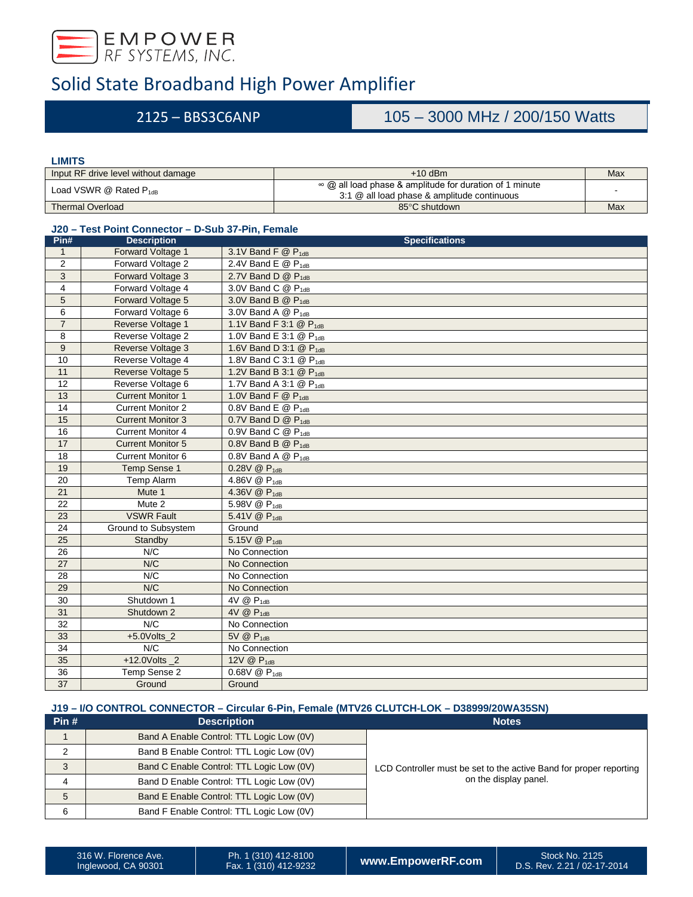# Solid State Broadband High Power Amplifier

## 2125 – BBS3C6ANP — 105 – 3000 MHz / 200/150 Watts

### LIMITS

| | | |
|---|---|---|
| Input RF drive level without damage | +10 dBm | Max |
| Load VSWR @ Rated $P_{1dB}$ | ∞ @ all load phase & amplitude for duration of 1 minute<br>3:1 @ all load phase & amplitude continuous | - |
| Thermal Overload | 85°C shutdown | Max |

### J20 – Test Point Connector – D-Sub 37-Pin, Female

| Pin# | Description | Specifications |
|---|---|---|
| 1 | Forward Voltage 1 | 3.1V Band F @ $P_{1dB}$ |
| 2 | Forward Voltage 2 | 2.4V Band E @ $P_{1dB}$ |
| 3 | Forward Voltage 3 | 2.7V Band D @ $P_{1dB}$ |
| 4 | Forward Voltage 4 | 3.0V Band C @ $P_{1dB}$ |
| 5 | Forward Voltage 5 | 3.0V Band B @ $P_{1dB}$ |
| 6 | Forward Voltage 6 | 3.0V Band A @ $P_{1dB}$ |
| 7 | Reverse Voltage 1 | 1.1V Band F 3:1 @ $P_{1dB}$ |
| 8 | Reverse Voltage 2 | 1.0V Band E 3:1 @ $P_{1dB}$ |
| 9 | Reverse Voltage 3 | 1.6V Band D 3:1 @ $P_{1dB}$ |
| 10 | Reverse Voltage 4 | 1.8V Band C 3:1 @ $P_{1dB}$ |
| 11 | Reverse Voltage 5 | 1.2V Band B 3:1 @ $P_{1dB}$ |
| 12 | Reverse Voltage 6 | 1.7V Band A 3:1 @ $P_{1dB}$ |
| 13 | Current Monitor 1 | 1.0V Band F @ $P_{1dB}$ |
| 14 | Current Monitor 2 | 0.8V Band E @ $P_{1dB}$ |
| 15 | Current Monitor 3 | 0.7V Band D @ $P_{1dB}$ |
| 16 | Current Monitor 4 | 0.9V Band C @ $P_{1dB}$ |
| 17 | Current Monitor 5 | 0.8V Band B @ $P_{1dB}$ |
| 18 | Current Monitor 6 | 0.8V Band A @ $P_{1dB}$ |
| 19 | Temp Sense 1 | 0.28V @ $P_{1dB}$ |
| 20 | Temp Alarm | 4.86V @ $P_{1dB}$ |
| 21 | Mute 1 | 4.36V @ $P_{1dB}$ |
| 22 | Mute 2 | 5.98V @ $P_{1dB}$ |
| 23 | VSWR Fault | 5.41V @ $P_{1dB}$ |
| 24 | Ground to Subsystem | Ground |
| 25 | Standby | 5.15V @ $P_{1dB}$ |
| 26 | N/C | No Connection |
| 27 | N/C | No Connection |
| 28 | N/C | No Connection |
| 29 | N/C | No Connection |
| 30 | Shutdown 1 | 4V @ $P_{1dB}$ |
| 31 | Shutdown 2 | 4V @ $P_{1dB}$ |
| 32 | N/C | No Connection |
| 33 | +5.0Volts_2 | 5V @ $P_{1dB}$ |
| 34 | N/C | No Connection |
| 35 | +12.0Volts _2 | 12V @ $P_{1dB}$ |
| 36 | Temp Sense 2 | 0.68V @ $P_{1dB}$ |
| 37 | Ground | Ground |

### J19 – I/O CONTROL CONNECTOR – Circular 6-Pin, Female (MTV26 CLUTCH-LOK – D38999/20WA35SN)

| Pin # | Description | Notes |
|---|---|---|
| 1 | Band A Enable Control: TTL Logic Low (0V) | LCD Controller must be set to the active Band for proper reporting on the display panel. |
| 2 | Band B Enable Control: TTL Logic Low (0V) | |
| 3 | Band C Enable Control: TTL Logic Low (0V) | |
| 4 | Band D Enable Control: TTL Logic Low (0V) | |
| 5 | Band E Enable Control: TTL Logic Low (0V) | |
| 6 | Band F Enable Control: TTL Logic Low (0V) | |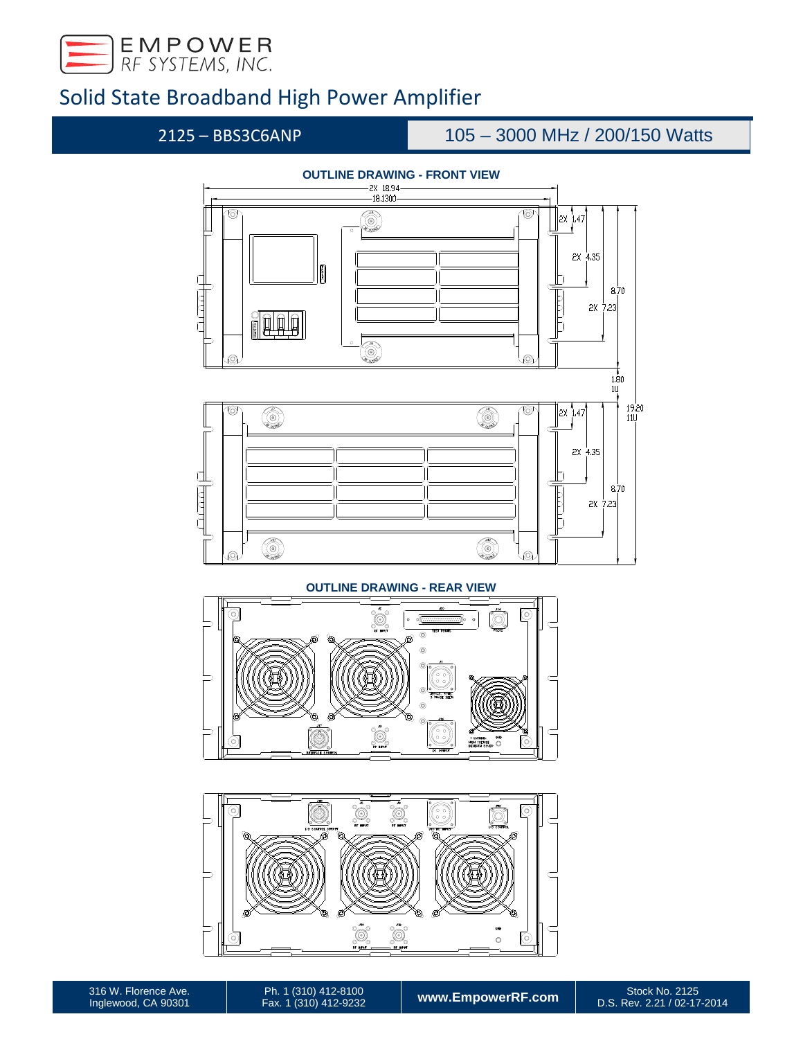# Solid State Broadband High Power Amplifier

## 2125 – BBS3C6ANP | 105 – 3000 MHz / 200/150 Watts

### OUTLINE DRAWING - FRONT VIEW

### OUTLINE DRAWING - REAR VIEW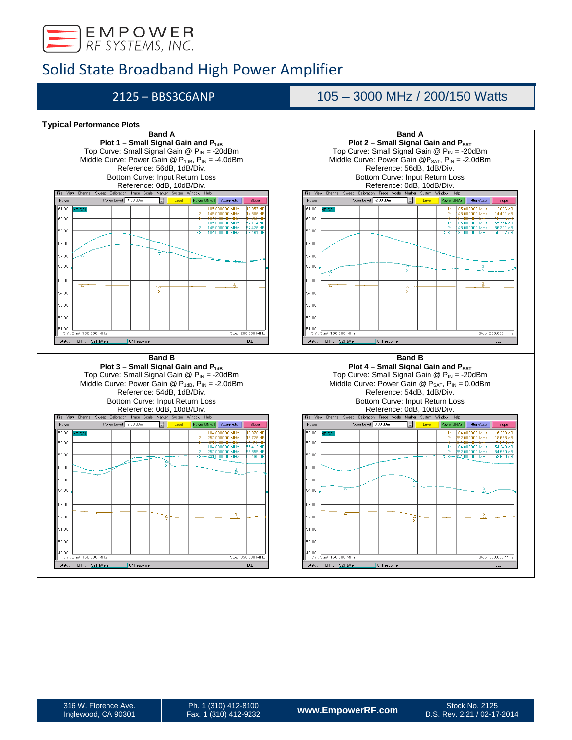# Solid State Broadband High Power Amplifier

## 2125 – BBS3C6ANP

## 105 – 3000 MHz / 200/150 Watts

**Typical Performance Plots**

**Band A**

**Plot 1 – Small Signal Gain and $P_{1dB}$**

Top Curve: Small Signal Gain @ $P_{IN}$ = -20dBm
Middle Curve: Power Gain @ $P_{1dB}$, $P_{IN}$ = -4.0dBm
Reference: 56dB, 1dB/Div.
Bottom Curve: Input Return Loss
Reference: 0dB, 10dB/Div.

**Band A**

**Plot 2 – Small Signal Gain and $P_{SAT}$**

Top Curve: Small Signal Gain @ $P_{IN}$ = -20dBm
Middle Curve: Power Gain @$P_{SAT}$, $P_{IN}$ = -2.0dBm
Reference: 56dB, 1dB/Div.
Bottom Curve: Input Return Loss
Reference: 0dB, 10dB/Div.

**Band B**

**Plot 3 – Small Signal Gain and $P_{1dB}$**

Top Curve: Small Signal Gain @ $P_{IN}$ = -20dBm
Middle Curve: Power Gain @ $P_{1dB}$, $P_{IN}$ = -2.0dBm
Reference: 54dB, 1dB/Div.
Bottom Curve: Input Return Loss
Reference: 0dB, 10dB/Div.

**Band B**

**Plot 4 – Small Signal Gain and $P_{SAT}$**

Top Curve: Small Signal Gain @ $P_{IN}$ = -20dBm
Middle Curve: Power Gain @ $P_{SAT}$, $P_{IN}$ = 0.0dBm
Reference: 54dB, 1dB/Div.
Bottom Curve: Input Return Loss
Reference: 0dB, 10dB/Div.

| 316 W. Florence Ave. Inglewood, CA 90301 | Ph. 1 (310) 412-8100 Fax. 1 (310) 412-9232 | www.EmpowerRF.com | Stock No. 2125 D.S. Rev. 2.21 / 02-17-2014 |
|---|---|---|---|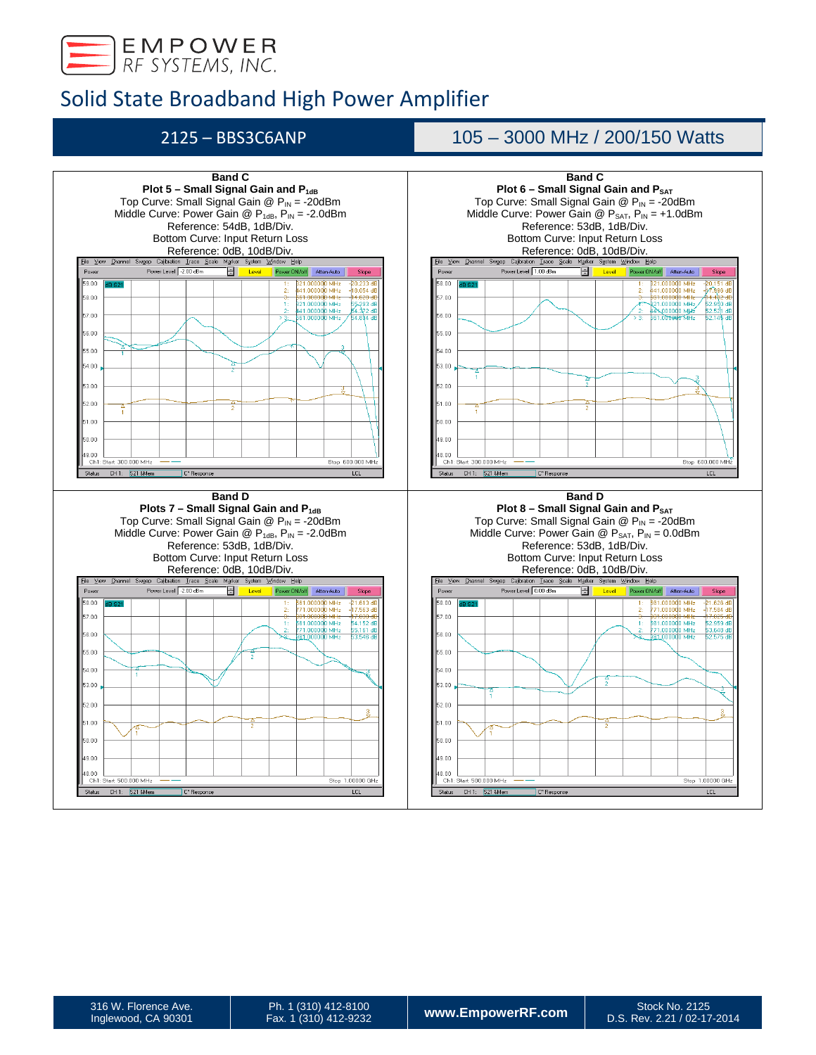# Solid State Broadband High Power Amplifier

## 2125 – BBS3C6ANP

## 105 – 3000 MHz / 200/150 Watts

**Band C**

**Plot 5 – Small Signal Gain and $P_{1dB}$**

Top Curve: Small Signal Gain @ $P_{IN}$ = -20dBm
Middle Curve: Power Gain @ $P_{1dB}$, $P_{IN}$ = -2.0dBm
Reference: 54dB, 1dB/Div.
Bottom Curve: Input Return Loss
Reference: 0dB, 10dB/Div.

**Band C**

**Plot 6 – Small Signal Gain and $P_{SAT}$**

Top Curve: Small Signal Gain @ $P_{IN}$ = -20dBm
Middle Curve: Power Gain @ $P_{SAT}$, $P_{IN}$ = +1.0dBm
Reference: 53dB, 1dB/Div.
Bottom Curve: Input Return Loss
Reference: 0dB, 10dB/Div.

**Band D**

**Plots 7 – Small Signal Gain and $P_{1dB}$**

Top Curve: Small Signal Gain @ $P_{IN}$ = -20dBm
Middle Curve: Power Gain @ $P_{1dB}$, $P_{IN}$ = -2.0dBm
Reference: 53dB, 1dB/Div.
Bottom Curve: Input Return Loss
Reference: 0dB, 10dB/Div.

**Band D**

**Plot 8 – Small Signal Gain and $P_{SAT}$**

Top Curve: Small Signal Gain @ $P_{IN}$ = -20dBm
Middle Curve: Power Gain @ $P_{SAT}$, $P_{IN}$ = 0.0dBm
Reference: 53dB, 1dB/Div.
Bottom Curve: Input Return Loss
Reference: 0dB, 10dB/Div.

| 316 W. Florence Ave. Inglewood, CA 90301 | Ph. 1 (310) 412-8100 Fax. 1 (310) 412-9232 | www.EmpowerRF.com | Stock No. 2125 D.S. Rev. 2.21 / 02-17-2014 |
|---|---|---|---|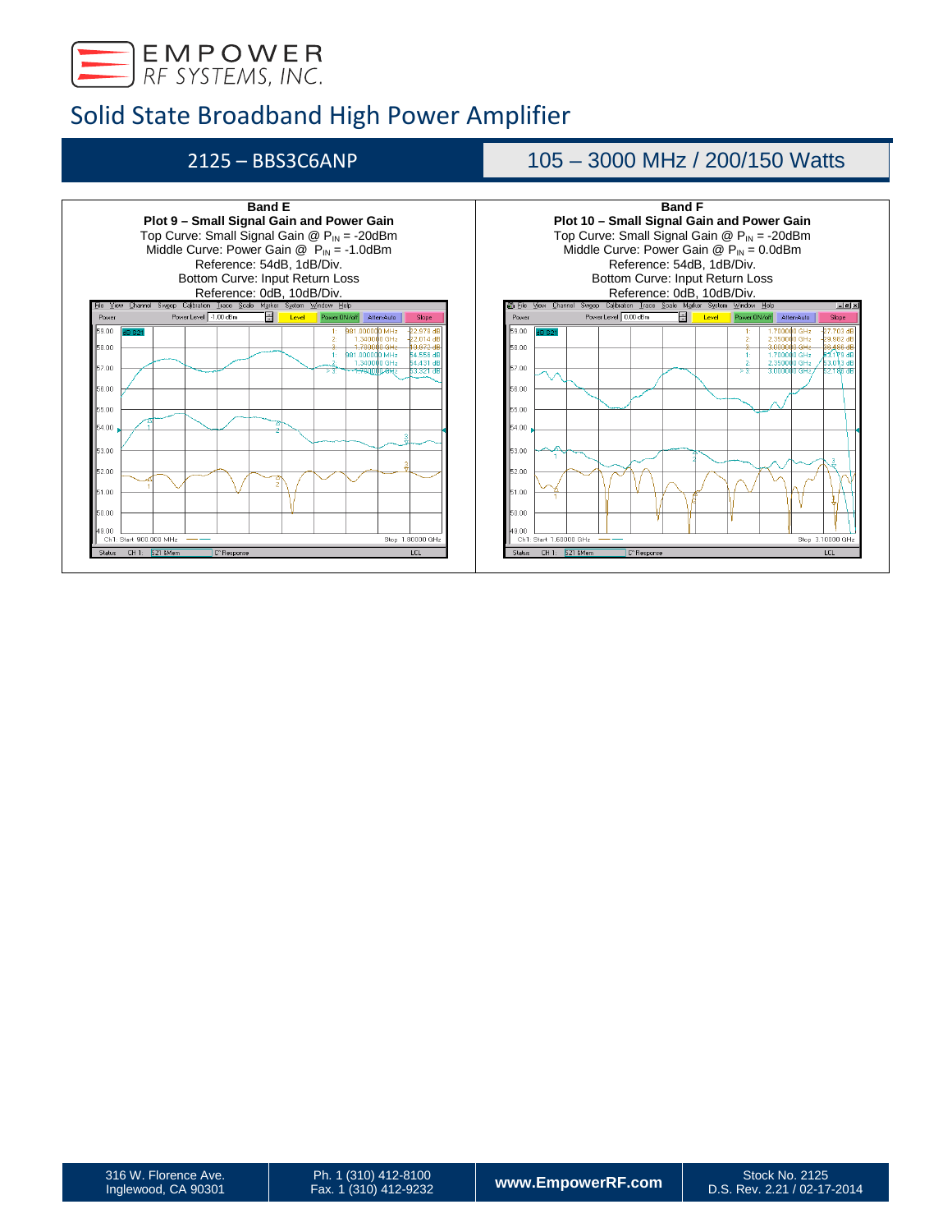## Solid State Broadband High Power Amplifier

### 2125 – BBS3C6ANP | 105 – 3000 MHz / 200/150 Watts

**Band E**

**Plot 9 – Small Signal Gain and Power Gain**

Top Curve: Small Signal Gain @ $P_{IN}$ = -20dBm

Middle Curve: Power Gain @ $P_{IN}$ = -1.0dBm

Reference: 54dB, 1dB/Div.

Bottom Curve: Input Return Loss

Reference: 0dB, 10dB/Div.

Power Level -1.00 dBm

1: 981.000000 MHz -22.978 dB
2: 1.340000 GHz -22.014 dB
3: 1.700000 GHz -10.972 dB
1: 981.000000 MHz 54.556 dB
2: 1.340000 GHz 54.431 dB
>3: 1.700000 GHz 53.321 dB

Ch1: Start 900.000 MHz — Stop 1.80000 GHz

**Band F**

**Plot 10 – Small Signal Gain and Power Gain**

Top Curve: Small Signal Gain @ $P_{IN}$ = -20dBm

Middle Curve: Power Gain @ $P_{IN}$ = 0.0dBm

Reference: 54dB, 1dB/Div.

Bottom Curve: Input Return Loss

Reference: 0dB, 10dB/Div.

Power Level 0.00 dBm

1: 1.700000 GHz -27.703 dB
2: 2.350000 GHz -29.982 dB
3: 3.000000 GHz -38.488 dB
1: 1.700000 GHz 53.179 dB
2: 2.350000 GHz 53.013 dB
>3: 3.000000 GHz 52.180 dB

Ch1: Start 1.60000 GHz — Stop 3.10000 GHz

| | | | |
|---|---|---|---|
| 316 W. Florence Ave.<br>Inglewood, CA 90301 | Ph. 1 (310) 412-8100<br>Fax. 1 (310) 412-9232 | **www.EmpowerRF.com** | Stock No. 2125<br>D.S. Rev. 2.21 / 02-17-2014 |